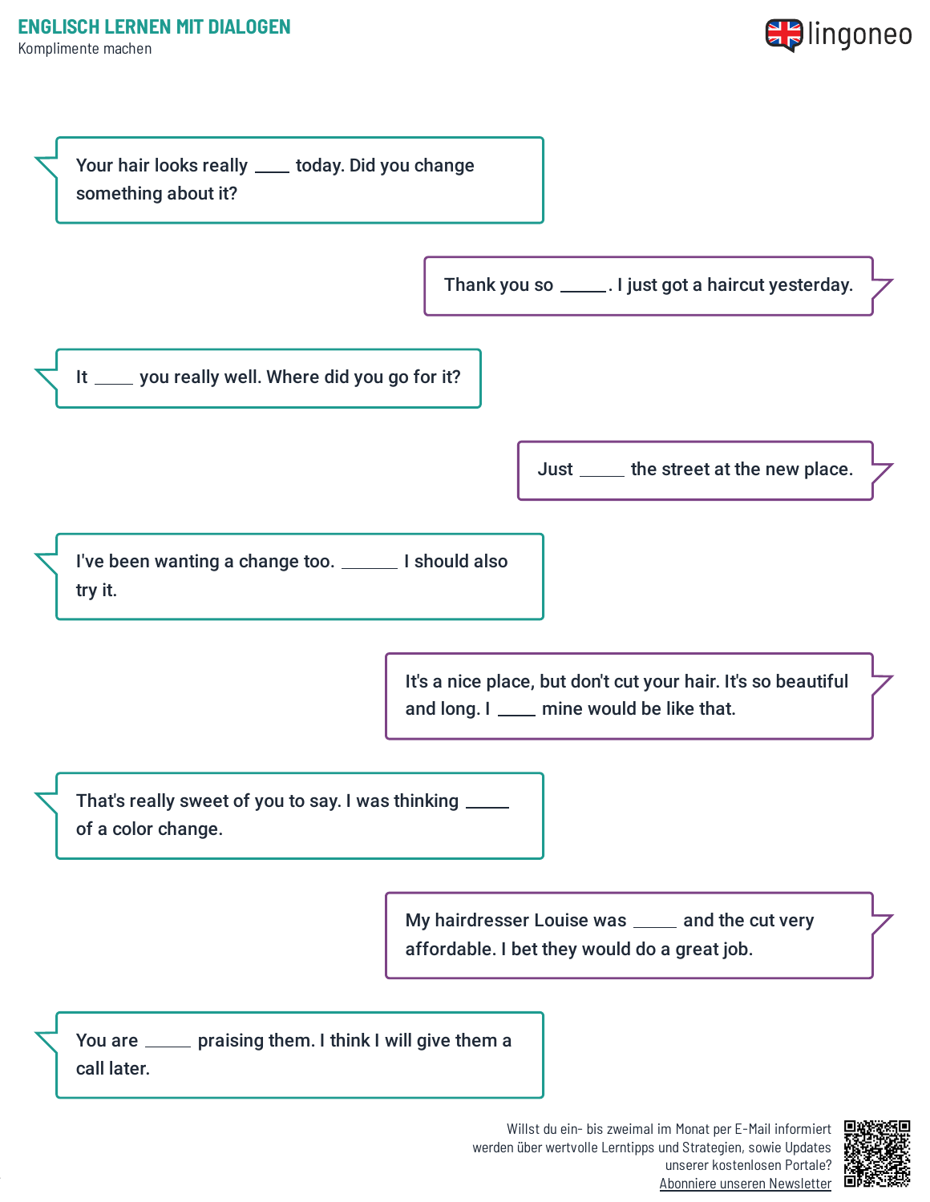# ENGLISCH LERNEN MIT DIALOGEN

Komplimente machen

Your hair looks really ____ today. Did you change something about it?

Thank you so _____. I just got a haircut yesterday.

It _____ you really well. Where did you go for it?

Just _____ the street at the new place.

I've been wanting a change too. _______ I should also try it.

It's a nice place, but don't cut your hair. It's so beautiful and long. I ____ mine would be like that.

That's really sweet of you to say. I was thinking _____ of a color change.

My hairdresser Louise was _____ and the cut very affordable. I bet they would do a great job.

You are ______ praising them. I think I will give them a call later.

Willst du ein- bis zweimal im Monat per E-Mail informiert werden über wertvolle Lerntipps und Strategien, sowie Updates unserer kostenlosen Portale? Abonniere unseren Newsletter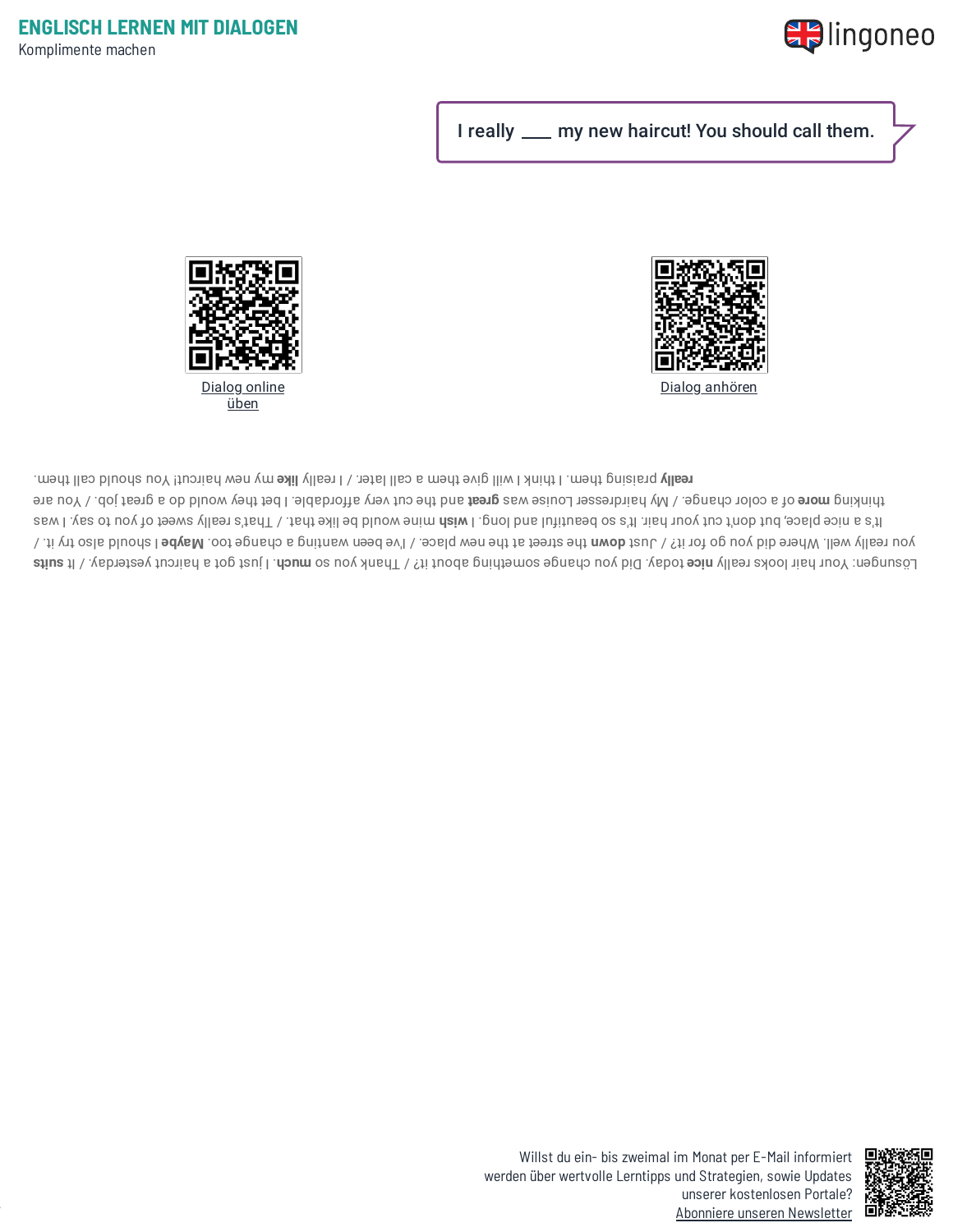I really ___ my new haircut! You should call them.

Dialog online üben

Dialog anhören

Lösungen: Your hair looks really **nice** today. Did you change something about it? / Thank you so **much**. I just got a haircut yesterday. / It **suits** you really well. Where did you go for it? / Just **down** the street at the new place. / I've been wanting a change too. **Maybe** I should also try it. / It's a nice place, but don't cut your hair. It's so beautiful and long. I **wish** mine would be like that. / That's really sweet of you to say. I was thinking **more** of a color change. / My hairdresser Louise was **great** and the cut very affordable. I bet they would do a great job. / You are **really** praising them. I think I will give them a call later. / I really **like** my new haircut! You should call them.

Willst du ein- bis zweimal im Monat per E-Mail informiert werden über wertvolle Lerntipps und Strategien, sowie Updates unserer kostenlosen Portale? Abonniere unseren Newsletter